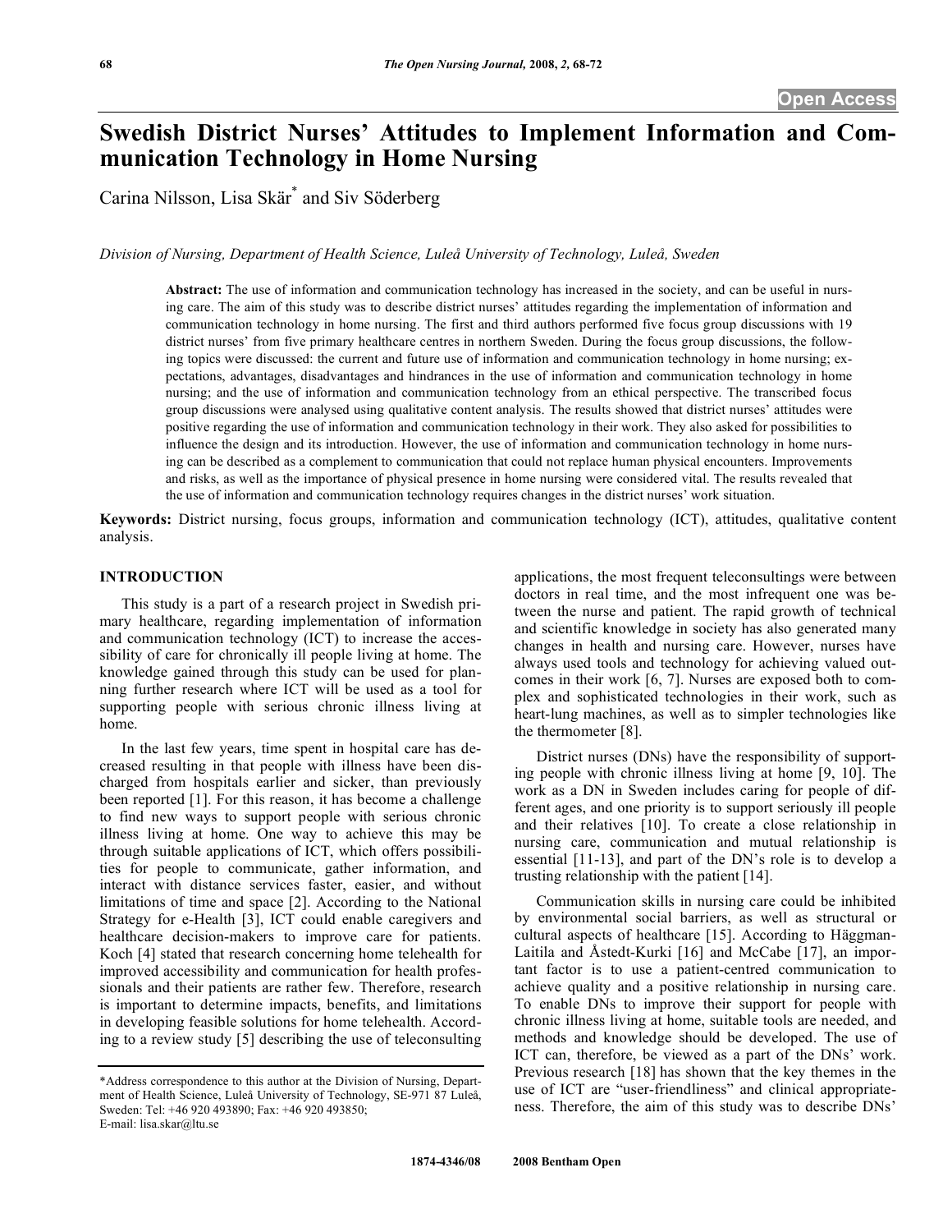# Swedish District Nurses' Attitudes to Implement Information and Communication Technology in Home Nursing

Carina Nilsson, Lisa Skär* and Siv Söderberg

*Division of Nursing, Department of Health Science, Luleå University of Technology, Luleå, Sweden*

**Abstract:** The use of information and communication technology has increased in the society, and can be useful in nursing care. The aim of this study was to describe district nurses' attitudes regarding the implementation of information and communication technology in home nursing. The first and third authors performed five focus group discussions with 19 district nurses' from five primary healthcare centres in northern Sweden. During the focus group discussions, the following topics were discussed: the current and future use of information and communication technology in home nursing; expectations, advantages, disadvantages and hindrances in the use of information and communication technology in home nursing; and the use of information and communication technology from an ethical perspective. The transcribed focus group discussions were analysed using qualitative content analysis. The results showed that district nurses' attitudes were positive regarding the use of information and communication technology in their work. They also asked for possibilities to influence the design and its introduction. However, the use of information and communication technology in home nursing can be described as a complement to communication that could not replace human physical encounters. Improvements and risks, as well as the importance of physical presence in home nursing were considered vital. The results revealed that the use of information and communication technology requires changes in the district nurses' work situation.

**Keywords:** District nursing, focus groups, information and communication technology (ICT), attitudes, qualitative content analysis.

## INTRODUCTION

This study is a part of a research project in Swedish primary healthcare, regarding implementation of information and communication technology (ICT) to increase the accessibility of care for chronically ill people living at home. The knowledge gained through this study can be used for planning further research where ICT will be used as a tool for supporting people with serious chronic illness living at home.

In the last few years, time spent in hospital care has decreased resulting in that people with illness have been discharged from hospitals earlier and sicker, than previously been reported [1]. For this reason, it has become a challenge to find new ways to support people with serious chronic illness living at home. One way to achieve this may be through suitable applications of ICT, which offers possibilities for people to communicate, gather information, and interact with distance services faster, easier, and without limitations of time and space [2]. According to the National Strategy for e-Health [3], ICT could enable caregivers and healthcare decision-makers to improve care for patients. Koch [4] stated that research concerning home telehealth for improved accessibility and communication for health professionals and their patients are rather few. Therefore, research is important to determine impacts, benefits, and limitations in developing feasible solutions for home telehealth. According to a review study [5] describing the use of teleconsulting applications, the most frequent teleconsultings were between doctors in real time, and the most infrequent one was between the nurse and patient. The rapid growth of technical and scientific knowledge in society has also generated many changes in health and nursing care. However, nurses have always used tools and technology for achieving valued outcomes in their work [6, 7]. Nurses are exposed both to complex and sophisticated technologies in their work, such as heart-lung machines, as well as to simpler technologies like the thermometer [8].

District nurses (DNs) have the responsibility of supporting people with chronic illness living at home [9, 10]. The work as a DN in Sweden includes caring for people of different ages, and one priority is to support seriously ill people and their relatives [10]. To create a close relationship in nursing care, communication and mutual relationship is essential [11-13], and part of the DN's role is to develop a trusting relationship with the patient [14].

Communication skills in nursing care could be inhibited by environmental social barriers, as well as structural or cultural aspects of healthcare [15]. According to Häggman-Laitila and Åstedt-Kurki [16] and McCabe [17], an important factor is to use a patient-centred communication to achieve quality and a positive relationship in nursing care. To enable DNs to improve their support for people with chronic illness living at home, suitable tools are needed, and methods and knowledge should be developed. The use of ICT can, therefore, be viewed as a part of the DNs' work. Previous research [18] has shown that the key themes in the use of ICT are "user-friendliness" and clinical appropriateness. Therefore, the aim of this study was to describe DNs'

*Address correspondence to this author at the Division of Nursing, Department of Health Science, Luleå University of Technology, SE-971 87 Luleå, Sweden: Tel: +46 920 493890; Fax: +46 920 493850; E-mail: lisa.skar@ltu.se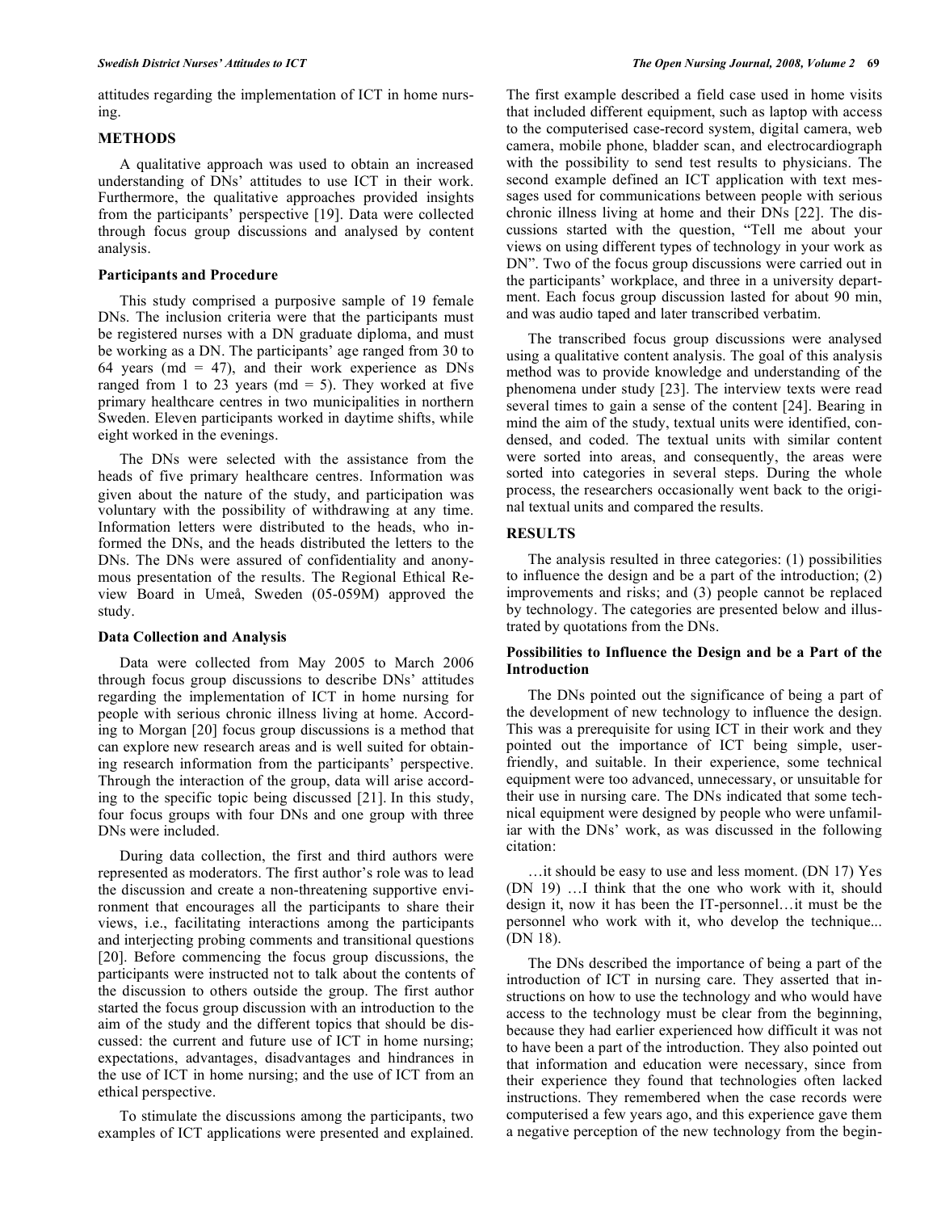attitudes regarding the implementation of ICT in home nursing.

## METHODS

A qualitative approach was used to obtain an increased understanding of DNs' attitudes to use ICT in their work. Furthermore, the qualitative approaches provided insights from the participants' perspective [19]. Data were collected through focus group discussions and analysed by content analysis.

### Participants and Procedure

This study comprised a purposive sample of 19 female DNs. The inclusion criteria were that the participants must be registered nurses with a DN graduate diploma, and must be working as a DN. The participants' age ranged from 30 to 64 years (md = 47), and their work experience as DNs ranged from 1 to 23 years (md = 5). They worked at five primary healthcare centres in two municipalities in northern Sweden. Eleven participants worked in daytime shifts, while eight worked in the evenings.

The DNs were selected with the assistance from the heads of five primary healthcare centres. Information was given about the nature of the study, and participation was voluntary with the possibility of withdrawing at any time. Information letters were distributed to the heads, who informed the DNs, and the heads distributed the letters to the DNs. The DNs were assured of confidentiality and anonymous presentation of the results. The Regional Ethical Review Board in Umeå, Sweden (05-059M) approved the study.

### Data Collection and Analysis

Data were collected from May 2005 to March 2006 through focus group discussions to describe DNs' attitudes regarding the implementation of ICT in home nursing for people with serious chronic illness living at home. According to Morgan [20] focus group discussions is a method that can explore new research areas and is well suited for obtaining research information from the participants' perspective. Through the interaction of the group, data will arise according to the specific topic being discussed [21]. In this study, four focus groups with four DNs and one group with three DNs were included.

During data collection, the first and third authors were represented as moderators. The first author's role was to lead the discussion and create a non-threatening supportive environment that encourages all the participants to share their views, i.e., facilitating interactions among the participants and interjecting probing comments and transitional questions [20]. Before commencing the focus group discussions, the participants were instructed not to talk about the contents of the discussion to others outside the group. The first author started the focus group discussion with an introduction to the aim of the study and the different topics that should be discussed: the current and future use of ICT in home nursing; expectations, advantages, disadvantages and hindrances in the use of ICT in home nursing; and the use of ICT from an ethical perspective.

To stimulate the discussions among the participants, two examples of ICT applications were presented and explained. The first example described a field case used in home visits that included different equipment, such as laptop with access to the computerised case-record system, digital camera, web camera, mobile phone, bladder scan, and electrocardiograph with the possibility to send test results to physicians. The second example defined an ICT application with text messages used for communications between people with serious chronic illness living at home and their DNs [22]. The discussions started with the question, "Tell me about your views on using different types of technology in your work as DN". Two of the focus group discussions were carried out in the participants' workplace, and three in a university department. Each focus group discussion lasted for about 90 min, and was audio taped and later transcribed verbatim.

The transcribed focus group discussions were analysed using a qualitative content analysis. The goal of this analysis method was to provide knowledge and understanding of the phenomena under study [23]. The interview texts were read several times to gain a sense of the content [24]. Bearing in mind the aim of the study, textual units were identified, condensed, and coded. The textual units with similar content were sorted into areas, and consequently, the areas were sorted into categories in several steps. During the whole process, the researchers occasionally went back to the original textual units and compared the results.

## RESULTS

The analysis resulted in three categories: (1) possibilities to influence the design and be a part of the introduction; (2) improvements and risks; and (3) people cannot be replaced by technology. The categories are presented below and illustrated by quotations from the DNs.

### Possibilities to Influence the Design and be a Part of the Introduction

The DNs pointed out the significance of being a part of the development of new technology to influence the design. This was a prerequisite for using ICT in their work and they pointed out the importance of ICT being simple, user-friendly, and suitable. In their experience, some technical equipment were too advanced, unnecessary, or unsuitable for their use in nursing care. The DNs indicated that some technical equipment were designed by people who were unfamiliar with the DNs' work, as was discussed in the following citation:

…it should be easy to use and less moment. (DN 17) Yes (DN 19) …I think that the one who work with it, should design it, now it has been the IT-personnel…it must be the personnel who work with it, who develop the technique... (DN 18).

The DNs described the importance of being a part of the introduction of ICT in nursing care. They asserted that instructions on how to use the technology and who would have access to the technology must be clear from the beginning, because they had earlier experienced how difficult it was not to have been a part of the introduction. They also pointed out that information and education were necessary, since from their experience they found that technologies often lacked instructions. They remembered when the case records were computerised a few years ago, and this experience gave them a negative perception of the new technology from the begin-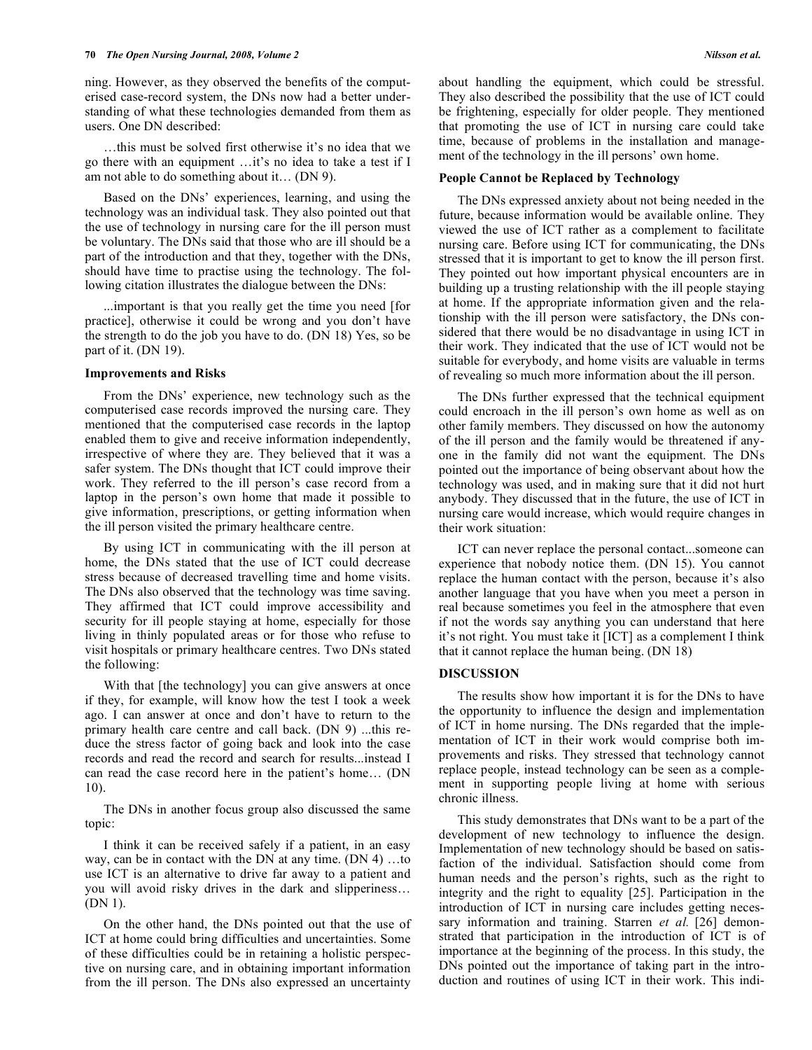ning. However, as they observed the benefits of the computerised case-record system, the DNs now had a better understanding of what these technologies demanded from them as users. One DN described:

…this must be solved first otherwise it's no idea that we go there with an equipment …it's no idea to take a test if I am not able to do something about it… (DN 9).

Based on the DNs' experiences, learning, and using the technology was an individual task. They also pointed out that the use of technology in nursing care for the ill person must be voluntary. The DNs said that those who are ill should be a part of the introduction and that they, together with the DNs, should have time to practise using the technology. The following citation illustrates the dialogue between the DNs:

...important is that you really get the time you need [for practice], otherwise it could be wrong and you don't have the strength to do the job you have to do. (DN 18) Yes, so be part of it. (DN 19).

### Improvements and Risks

From the DNs' experience, new technology such as the computerised case records improved the nursing care. They mentioned that the computerised case records in the laptop enabled them to give and receive information independently, irrespective of where they are. They believed that it was a safer system. The DNs thought that ICT could improve their work. They referred to the ill person's case record from a laptop in the person's own home that made it possible to give information, prescriptions, or getting information when the ill person visited the primary healthcare centre.

By using ICT in communicating with the ill person at home, the DNs stated that the use of ICT could decrease stress because of decreased travelling time and home visits. The DNs also observed that the technology was time saving. They affirmed that ICT could improve accessibility and security for ill people staying at home, especially for those living in thinly populated areas or for those who refuse to visit hospitals or primary healthcare centres. Two DNs stated the following:

With that [the technology] you can give answers at once if they, for example, will know how the test I took a week ago. I can answer at once and don't have to return to the primary health care centre and call back. (DN 9) ...this reduce the stress factor of going back and look into the case records and read the record and search for results...instead I can read the case record here in the patient's home… (DN 10).

The DNs in another focus group also discussed the same topic:

I think it can be received safely if a patient, in an easy way, can be in contact with the DN at any time. (DN 4) …to use ICT is an alternative to drive far away to a patient and you will avoid risky drives in the dark and slipperiness… (DN 1).

On the other hand, the DNs pointed out that the use of ICT at home could bring difficulties and uncertainties. Some of these difficulties could be in retaining a holistic perspective on nursing care, and in obtaining important information from the ill person. The DNs also expressed an uncertainty about handling the equipment, which could be stressful. They also described the possibility that the use of ICT could be frightening, especially for older people. They mentioned that promoting the use of ICT in nursing care could take time, because of problems in the installation and management of the technology in the ill persons' own home.

### People Cannot be Replaced by Technology

The DNs expressed anxiety about not being needed in the future, because information would be available online. They viewed the use of ICT rather as a complement to facilitate nursing care. Before using ICT for communicating, the DNs stressed that it is important to get to know the ill person first. They pointed out how important physical encounters are in building up a trusting relationship with the ill people staying at home. If the appropriate information given and the relationship with the ill person were satisfactory, the DNs considered that there would be no disadvantage in using ICT in their work. They indicated that the use of ICT would not be suitable for everybody, and home visits are valuable in terms of revealing so much more information about the ill person.

The DNs further expressed that the technical equipment could encroach in the ill person's own home as well as on other family members. They discussed on how the autonomy of the ill person and the family would be threatened if anyone in the family did not want the equipment. The DNs pointed out the importance of being observant about how the technology was used, and in making sure that it did not hurt anybody. They discussed that in the future, the use of ICT in nursing care would increase, which would require changes in their work situation:

ICT can never replace the personal contact...someone can experience that nobody notice them. (DN 15). You cannot replace the human contact with the person, because it's also another language that you have when you meet a person in real because sometimes you feel in the atmosphere that even if not the words say anything you can understand that here it's not right. You must take it [ICT] as a complement I think that it cannot replace the human being. (DN 18)

## DISCUSSION

The results show how important it is for the DNs to have the opportunity to influence the design and implementation of ICT in home nursing. The DNs regarded that the implementation of ICT in their work would comprise both improvements and risks. They stressed that technology cannot replace people, instead technology can be seen as a complement in supporting people living at home with serious chronic illness.

This study demonstrates that DNs want to be a part of the development of new technology to influence the design. Implementation of new technology should be based on satisfaction of the individual. Satisfaction should come from human needs and the person's rights, such as the right to integrity and the right to equality [25]. Participation in the introduction of ICT in nursing care includes getting necessary information and training. Starren *et al.* [26] demonstrated that participation in the introduction of ICT is of importance at the beginning of the process. In this study, the DNs pointed out the importance of taking part in the introduction and routines of using ICT in their work. This indi-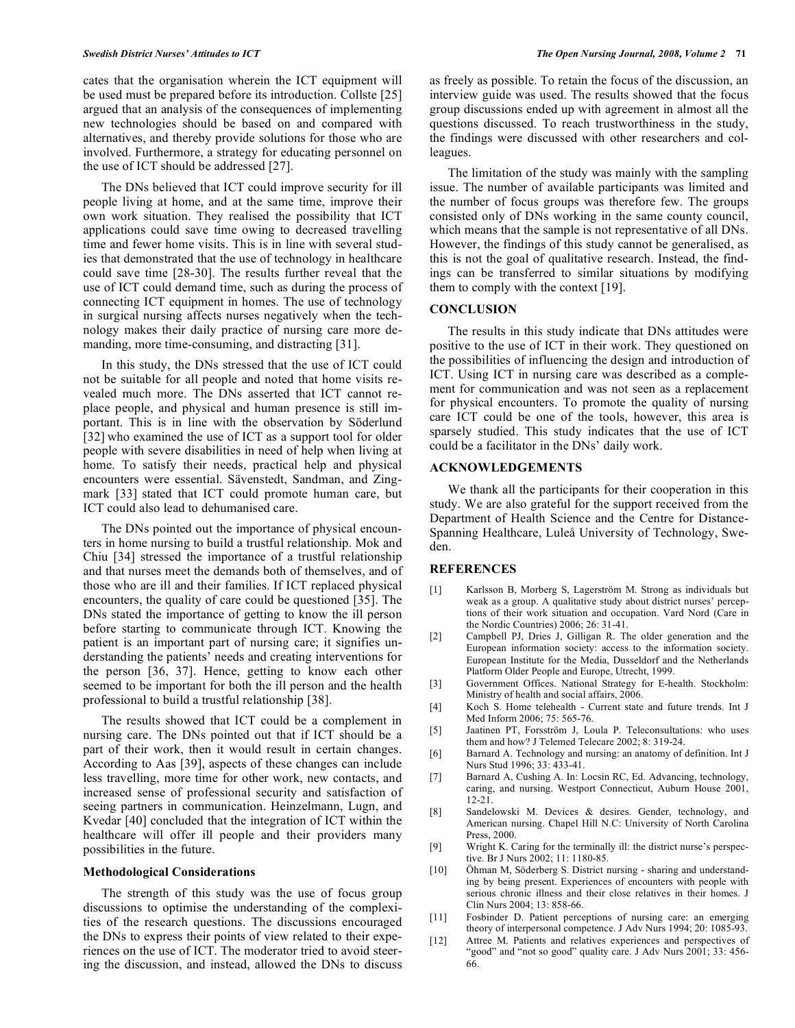cates that the organisation wherein the ICT equipment will be used must be prepared before its introduction. Collste [25] argued that an analysis of the consequences of implementing new technologies should be based on and compared with alternatives, and thereby provide solutions for those who are involved. Furthermore, a strategy for educating personnel on the use of ICT should be addressed [27].

The DNs believed that ICT could improve security for ill people living at home, and at the same time, improve their own work situation. They realised the possibility that ICT applications could save time owing to decreased travelling time and fewer home visits. This is in line with several studies that demonstrated that the use of technology in healthcare could save time [28-30]. The results further reveal that the use of ICT could demand time, such as during the process of connecting ICT equipment in homes. The use of technology in surgical nursing affects nurses negatively when the technology makes their daily practice of nursing care more demanding, more time-consuming, and distracting [31].

In this study, the DNs stressed that the use of ICT could not be suitable for all people and noted that home visits revealed much more. The DNs asserted that ICT cannot replace people, and physical and human presence is still important. This is in line with the observation by Söderlund [32] who examined the use of ICT as a support tool for older people with severe disabilities in need of help when living at home. To satisfy their needs, practical help and physical encounters were essential. Sävenstedt, Sandman, and Zingmark [33] stated that ICT could promote human care, but ICT could also lead to dehumanised care.

The DNs pointed out the importance of physical encounters in home nursing to build a trustful relationship. Mok and Chiu [34] stressed the importance of a trustful relationship and that nurses meet the demands both of themselves, and of those who are ill and their families. If ICT replaced physical encounters, the quality of care could be questioned [35]. The DNs stated the importance of getting to know the ill person before starting to communicate through ICT. Knowing the patient is an important part of nursing care; it signifies understanding the patients' needs and creating interventions for the person [36, 37]. Hence, getting to know each other seemed to be important for both the ill person and the health professional to build a trustful relationship [38].

The results showed that ICT could be a complement in nursing care. The DNs pointed out that if ICT should be a part of their work, then it would result in certain changes. According to Aas [39], aspects of these changes can include less travelling, more time for other work, new contacts, and increased sense of professional security and satisfaction of seeing partners in communication. Heinzelmann, Lugn, and Kvedar [40] concluded that the integration of ICT within the healthcare will offer ill people and their providers many possibilities in the future.

### Methodological Considerations

The strength of this study was the use of focus group discussions to optimise the understanding of the complexities of the research questions. The discussions encouraged the DNs to express their points of view related to their experiences on the use of ICT. The moderator tried to avoid steering the discussion, and instead, allowed the DNs to discuss as freely as possible. To retain the focus of the discussion, an interview guide was used. The results showed that the focus group discussions ended up with agreement in almost all the questions discussed. To reach trustworthiness in the study, the findings were discussed with other researchers and colleagues.

The limitation of the study was mainly with the sampling issue. The number of available participants was limited and the number of focus groups was therefore few. The groups consisted only of DNs working in the same county council, which means that the sample is not representative of all DNs. However, the findings of this study cannot be generalised, as this is not the goal of qualitative research. Instead, the findings can be transferred to similar situations by modifying them to comply with the context [19].

## CONCLUSION

The results in this study indicate that DNs attitudes were positive to the use of ICT in their work. They questioned on the possibilities of influencing the design and introduction of ICT. Using ICT in nursing care was described as a complement for communication and was not seen as a replacement for physical encounters. To promote the quality of nursing care ICT could be one of the tools, however, this area is sparsely studied. This study indicates that the use of ICT could be a facilitator in the DNs' daily work.

## ACKNOWLEDGEMENTS

We thank all the participants for their cooperation in this study. We are also grateful for the support received from the Department of Health Science and the Centre for Distance-Spanning Healthcare, Luleå University of Technology, Sweden.

## REFERENCES

[1] Karlsson B, Morberg S, Lagerström M. Strong as individuals but weak as a group. A qualitative study about district nurses' perceptions of their work situation and occupation. Vard Nord (Care in the Nordic Countries) 2006; 26: 31-41.

[2] Campbell PJ, Dries J, Gilligan R. The older generation and the European information society: access to the information society. European Institute for the Media, Dusseldorf and the Netherlands Platform Older People and Europe, Utrecht, 1999.

[3] Government Offices. National Strategy for E-health. Stockholm: Ministry of health and social affairs, 2006.

[4] Koch S. Home telehealth - Current state and future trends. Int J Med Inform 2006; 75: 565-76.

[5] Jaatinen PT, Forsström J, Loula P. Teleconsultations: who uses them and how? J Telemed Telecare 2002; 8: 319-24.

[6] Barnard A. Technology and nursing: an anatomy of definition. Int J Nurs Stud 1996; 33: 433-41.

[7] Barnard A, Cushing A. In: Locsin RC, Ed. Advancing, technology, caring, and nursing. Westport Connecticut, Auburn House 2001, 12-21.

[8] Sandelowski M. Devices & desires. Gender, technology, and American nursing. Chapel Hill N.C: University of North Carolina Press, 2000.

[9] Wright K. Caring for the terminally ill: the district nurse's perspective. Br J Nurs 2002; 11: 1180-85.

[10] Öhman M, Söderberg S. District nursing - sharing and understanding by being present. Experiences of encounters with people with serious chronic illness and their close relatives in their homes. J Clin Nurs 2004; 13: 858-66.

[11] Fosbinder D. Patient perceptions of nursing care: an emerging theory of interpersonal competence. J Adv Nurs 1994; 20: 1085-93.

[12] Attree M. Patients and relatives experiences and perspectives of "good" and "not so good" quality care. J Adv Nurs 2001; 33: 456-66.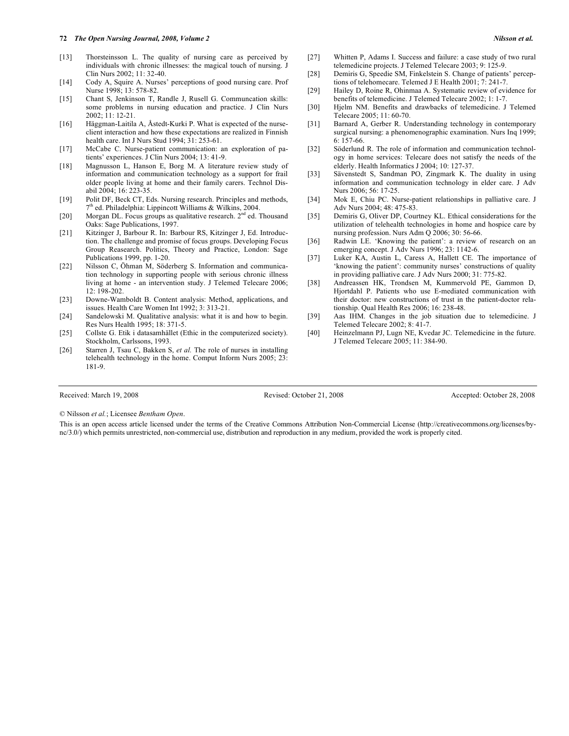[13] Thorsteinsson L. The quality of nursing care as perceived by individuals with chronic illnesses: the magical touch of nursing. J Clin Nurs 2002; 11: 32-40.

[14] Cody A, Squire A. Nurses' perceptions of good nursing care. Prof Nurse 1998; 13: 578-82.

[15] Chant S, Jenkinson T, Randle J, Rusell G. Communcation skills: some problems in nursing education and practice. J Clin Nurs 2002; 11: 12-21.

[16] Häggman-Laitila A, Åstedt-Kurki P. What is expected of the nurse-client interaction and how these expectations are realized in Finnish health care. Int J Nurs Stud 1994; 31: 253-61.

[17] McCabe C. Nurse-patient communication: an exploration of patients' experiences. J Clin Nurs 2004; 13: 41-9.

[18] Magnusson L, Hanson E, Borg M. A literature review study of information and communication technology as a support for frail older people living at home and their family carers. Technol Disabil 2004; 16: 223-35.

[19] Polit DF, Beck CT, Eds. Nursing research. Principles and methods, 7th ed. Philadelphia: Lippincott Williams & Wilkins, 2004.

[20] Morgan DL. Focus groups as qualitative research. 2nd ed. Thousand Oaks: Sage Publications, 1997.

[21] Kitzinger J, Barbour R. In: Barbour RS, Kitzinger J, Ed. Introduction. The challenge and promise of focus groups. Developing Focus Group Reasearch. Politics, Theory and Practice, London: Sage Publications 1999, pp. 1-20.

[22] Nilsson C, Öhman M, Söderberg S. Information and communication technology in supporting people with serious chronic illness living at home - an intervention study. J Telemed Telecare 2006; 12: 198-202.

[23] Downe-Wamboldt B. Content analysis: Method, applications, and issues. Health Care Women Int 1992; 3: 313-21.

[24] Sandelowski M. Qualitative analysis: what it is and how to begin. Res Nurs Health 1995; 18: 371-5.

[25] Collste G. Etik i datasamhället (Ethic in the computerized society). Stockholm, Carlssons, 1993.

[26] Starren J, Tsau C, Bakken S, *et al.* The role of nurses in installing telehealth technology in the home. Comput Inform Nurs 2005; 23: 181-9.

[27] Whitten P, Adams I. Success and failure: a case study of two rural telemedicine projects. J Telemed Telecare 2003; 9: 125-9.

[28] Demiris G, Speedie SM, Finkelstein S. Change of patients' perceptions of telehomecare. Telemed J E Health 2001; 7: 241-7.

[29] Hailey D, Roine R, Ohinmaa A. Systematic review of evidence for benefits of telemedicine. J Telemed Telecare 2002; 1: 1-7.

[30] Hjelm NM. Benefits and drawbacks of telemedicine. J Telemed Telecare 2005; 11: 60-70.

[31] Barnard A, Gerber R. Understanding technology in contemporary surgical nursing: a phenomenographic examination. Nurs Inq 1999; 6: 157-66.

[32] Söderlund R. The role of information and communication technology in home services: Telecare does not satisfy the needs of the elderly. Health Informatics J 2004; 10: 127-37.

[33] Sävenstedt S, Sandman PO, Zingmark K. The duality in using information and communication technology in elder care. J Adv Nurs 2006; 56: 17-25.

[34] Mok E, Chiu PC. Nurse-patient relationships in palliative care. J Adv Nurs 2004; 48: 475-83.

[35] Demiris G, Oliver DP, Courtney KL. Ethical considerations for the utilization of telehealth technologies in home and hospice care by nursing profession. Nurs Adm Q 2006; 30: 56-66.

[36] Radwin LE. 'Knowing the patient': a review of research on an emerging concept. J Adv Nurs 1996; 23: 1142-6.

[37] Luker KA, Austin L, Caress A, Hallett CE. The importance of 'knowing the patient': community nurses' constructions of quality in providing palliative care. J Adv Nurs 2000; 31: 775-82.

[38] Andreassen HK, Trondsen M, Kummervold PE, Gammon D, Hjortdahl P. Patients who use E-mediated communication with their doctor: new constructions of trust in the patient-doctor relationship. Qual Health Res 2006; 16: 238-48.

[39] Aas IHM. Changes in the job situation due to telemedicine. J Telemed Telecare 2002; 8: 41-7.

[40] Heinzelmann PJ, Lugn NE, Kvedar JC. Telemedicine in the future. J Telemed Telecare 2005; 11: 384-90.

Received: March 19, 2008    Revised: October 21, 2008    Accepted: October 28, 2008

© Nilsson *et al.*; Licensee *Bentham Open*.

This is an open access article licensed under the terms of the Creative Commons Attribution Non-Commercial License (http://creativecommons.org/licenses/by-nc/3.0/) which permits unrestricted, non-commercial use, distribution and reproduction in any medium, provided the work is properly cited.